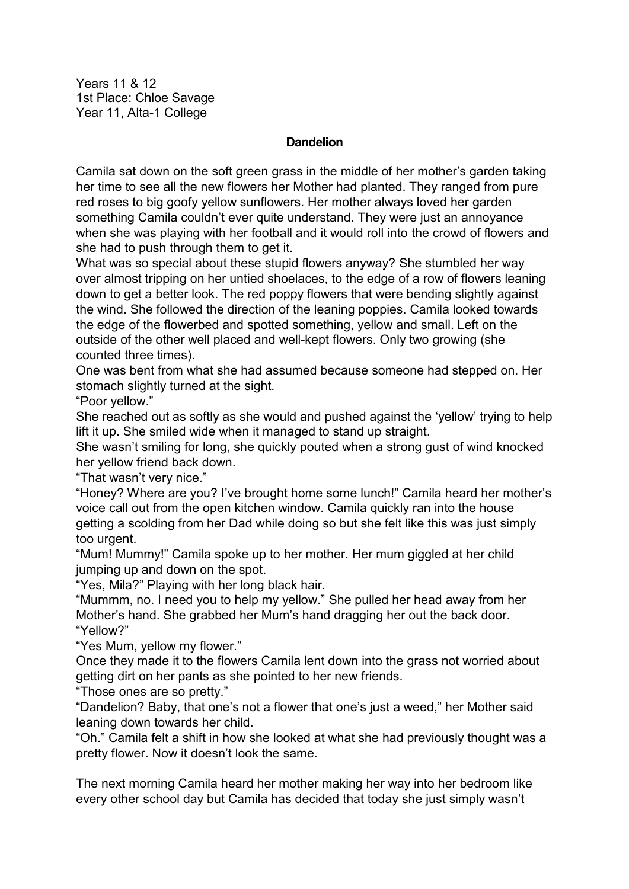Years 11 & 12
1st Place: Chloe Savage
Year 11, Alta-1 College

**Dandelion**

Camila sat down on the soft green grass in the middle of her mother's garden taking her time to see all the new flowers her Mother had planted. They ranged from pure red roses to big goofy yellow sunflowers. Her mother always loved her garden something Camila couldn't ever quite understand. They were just an annoyance when she was playing with her football and it would roll into the crowd of flowers and she had to push through them to get it.

What was so special about these stupid flowers anyway? She stumbled her way over almost tripping on her untied shoelaces, to the edge of a row of flowers leaning down to get a better look. The red poppy flowers that were bending slightly against the wind. She followed the direction of the leaning poppies. Camila looked towards the edge of the flowerbed and spotted something, yellow and small. Left on the outside of the other well placed and well-kept flowers. Only two growing (she counted three times).

One was bent from what she had assumed because someone had stepped on. Her stomach slightly turned at the sight.

"Poor yellow."

She reached out as softly as she would and pushed against the 'yellow' trying to help lift it up. She smiled wide when it managed to stand up straight.

She wasn't smiling for long, she quickly pouted when a strong gust of wind knocked her yellow friend back down.

"That wasn't very nice."

"Honey? Where are you? I've brought home some lunch!" Camila heard her mother's voice call out from the open kitchen window. Camila quickly ran into the house getting a scolding from her Dad while doing so but she felt like this was just simply too urgent.

"Mum! Mummy!" Camila spoke up to her mother. Her mum giggled at her child jumping up and down on the spot.

"Yes, Mila?" Playing with her long black hair.

"Mummm, no. I need you to help my yellow." She pulled her head away from her Mother's hand. She grabbed her Mum's hand dragging her out the back door.

"Yellow?"

"Yes Mum, yellow my flower."

Once they made it to the flowers Camila lent down into the grass not worried about getting dirt on her pants as she pointed to her new friends.

"Those ones are so pretty."

"Dandelion? Baby, that one's not a flower that one's just a weed," her Mother said leaning down towards her child.

"Oh." Camila felt a shift in how she looked at what she had previously thought was a pretty flower. Now it doesn't look the same.

The next morning Camila heard her mother making her way into her bedroom like every other school day but Camila has decided that today she just simply wasn't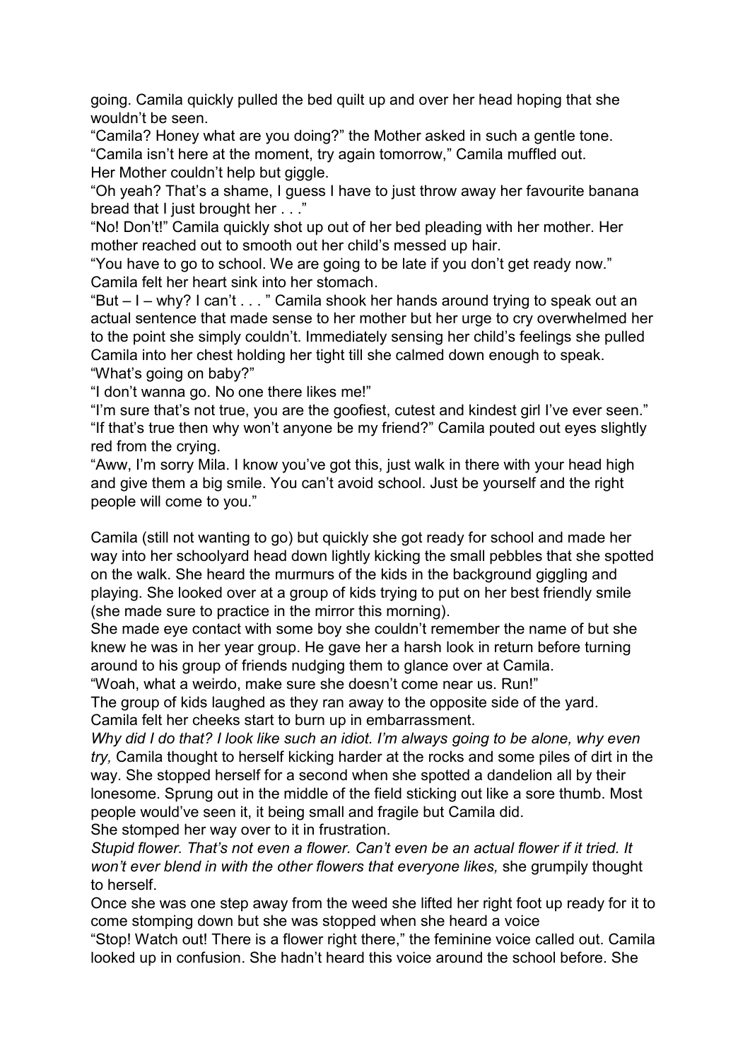going. Camila quickly pulled the bed quilt up and over her head hoping that she wouldn't be seen.

"Camila? Honey what are you doing?" the Mother asked in such a gentle tone.

"Camila isn't here at the moment, try again tomorrow," Camila muffled out.

Her Mother couldn't help but giggle.

"Oh yeah? That's a shame, I guess I have to just throw away her favourite banana bread that I just brought her . . ."

"No! Don't!" Camila quickly shot up out of her bed pleading with her mother. Her mother reached out to smooth out her child's messed up hair.

"You have to go to school. We are going to be late if you don't get ready now."

Camila felt her heart sink into her stomach.

"But – I – why? I can't . . . " Camila shook her hands around trying to speak out an actual sentence that made sense to her mother but her urge to cry overwhelmed her to the point she simply couldn't. Immediately sensing her child's feelings she pulled Camila into her chest holding her tight till she calmed down enough to speak.

"What's going on baby?"

"I don't wanna go. No one there likes me!"

"I'm sure that's not true, you are the goofiest, cutest and kindest girl I've ever seen."

"If that's true then why won't anyone be my friend?" Camila pouted out eyes slightly red from the crying.

"Aww, I'm sorry Mila. I know you've got this, just walk in there with your head high and give them a big smile. You can't avoid school. Just be yourself and the right people will come to you."

Camila (still not wanting to go) but quickly she got ready for school and made her way into her schoolyard head down lightly kicking the small pebbles that she spotted on the walk. She heard the murmurs of the kids in the background giggling and playing. She looked over at a group of kids trying to put on her best friendly smile (she made sure to practice in the mirror this morning).

She made eye contact with some boy she couldn't remember the name of but she knew he was in her year group. He gave her a harsh look in return before turning around to his group of friends nudging them to glance over at Camila.

"Woah, what a weirdo, make sure she doesn't come near us. Run!"

The group of kids laughed as they ran away to the opposite side of the yard.

Camila felt her cheeks start to burn up in embarrassment.

*Why did I do that? I look like such an idiot. I'm always going to be alone, why even try,* Camila thought to herself kicking harder at the rocks and some piles of dirt in the way. She stopped herself for a second when she spotted a dandelion all by their lonesome. Sprung out in the middle of the field sticking out like a sore thumb. Most people would've seen it, it being small and fragile but Camila did.

She stomped her way over to it in frustration.

*Stupid flower. That's not even a flower. Can't even be an actual flower if it tried. It won't ever blend in with the other flowers that everyone likes,* she grumpily thought to herself.

Once she was one step away from the weed she lifted her right foot up ready for it to come stomping down but she was stopped when she heard a voice

"Stop! Watch out! There is a flower right there," the feminine voice called out. Camila looked up in confusion. She hadn't heard this voice around the school before. She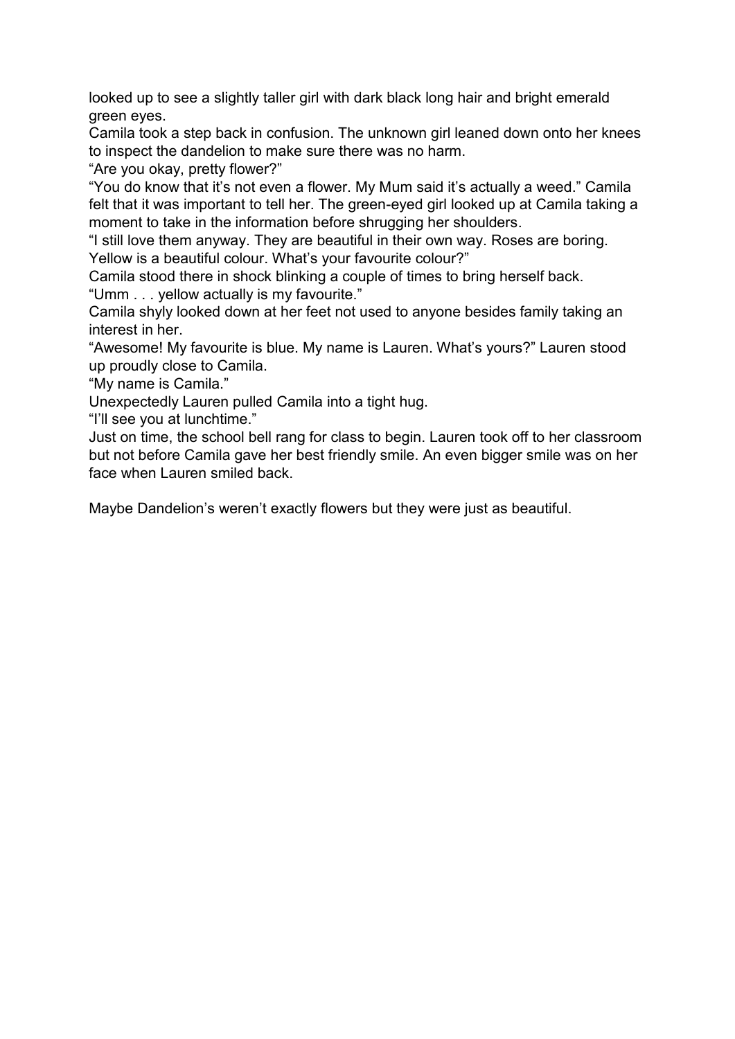looked up to see a slightly taller girl with dark black long hair and bright emerald green eyes.

Camila took a step back in confusion. The unknown girl leaned down onto her knees to inspect the dandelion to make sure there was no harm.

"Are you okay, pretty flower?"

"You do know that it's not even a flower. My Mum said it's actually a weed." Camila felt that it was important to tell her. The green-eyed girl looked up at Camila taking a moment to take in the information before shrugging her shoulders.

"I still love them anyway. They are beautiful in their own way. Roses are boring. Yellow is a beautiful colour. What's your favourite colour?"

Camila stood there in shock blinking a couple of times to bring herself back.

"Umm . . . yellow actually is my favourite."

Camila shyly looked down at her feet not used to anyone besides family taking an interest in her.

"Awesome! My favourite is blue. My name is Lauren. What's yours?" Lauren stood up proudly close to Camila.

"My name is Camila."

Unexpectedly Lauren pulled Camila into a tight hug.

"I'll see you at lunchtime."

Just on time, the school bell rang for class to begin. Lauren took off to her classroom but not before Camila gave her best friendly smile. An even bigger smile was on her face when Lauren smiled back.

Maybe Dandelion's weren't exactly flowers but they were just as beautiful.